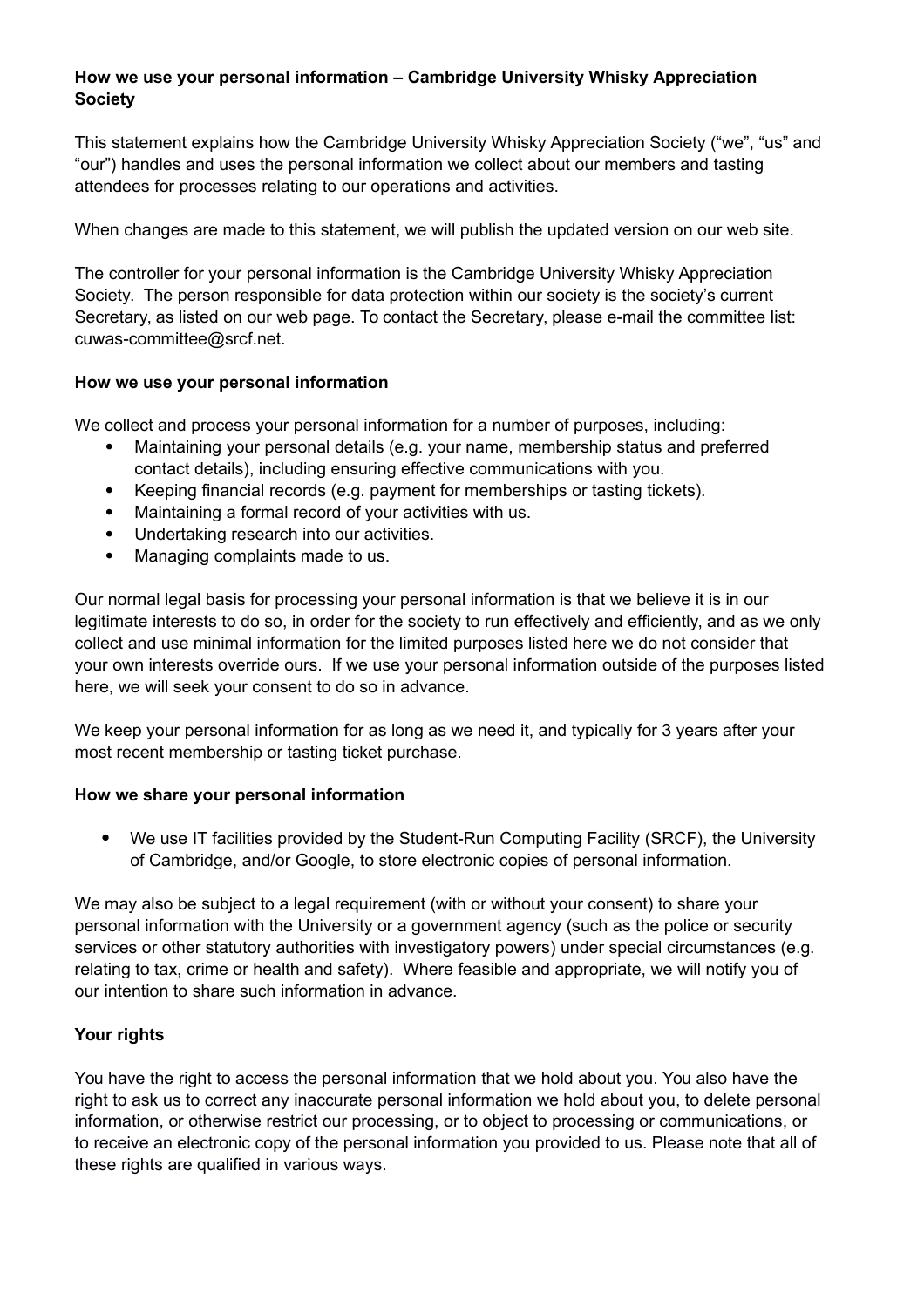## How we use your personal information – Cambridge University Whisky Appreciation Society

This statement explains how the Cambridge University Whisky Appreciation Society ("we", "us" and "our") handles and uses the personal information we collect about our members and tasting attendees for processes relating to our operations and activities.

When changes are made to this statement, we will publish the updated version on our web site.

The controller for your personal information is the Cambridge University Whisky Appreciation Society. The person responsible for data protection within our society is the society's current Secretary, as listed on our web page. To contact the Secretary, please e-mail the committee list: cuwas-committee@srcf.net.

### How we use your personal information

We collect and process your personal information for a number of purposes, including:

- Maintaining your personal details (e.g. your name, membership status and preferred contact details), including ensuring effective communications with you.
- Keeping financial records (e.g. payment for memberships or tasting tickets).
- Maintaining a formal record of your activities with us.
- Undertaking research into our activities.
- Managing complaints made to us.

Our normal legal basis for processing your personal information is that we believe it is in our legitimate interests to do so, in order for the society to run effectively and efficiently, and as we only collect and use minimal information for the limited purposes listed here we do not consider that your own interests override ours. If we use your personal information outside of the purposes listed here, we will seek your consent to do so in advance.

We keep your personal information for as long as we need it, and typically for 3 years after your most recent membership or tasting ticket purchase.

### How we share your personal information

- We use IT facilities provided by the Student-Run Computing Facility (SRCF), the University of Cambridge, and/or Google, to store electronic copies of personal information.

We may also be subject to a legal requirement (with or without your consent) to share your personal information with the University or a government agency (such as the police or security services or other statutory authorities with investigatory powers) under special circumstances (e.g. relating to tax, crime or health and safety). Where feasible and appropriate, we will notify you of our intention to share such information in advance.

### Your rights

You have the right to access the personal information that we hold about you. You also have the right to ask us to correct any inaccurate personal information we hold about you, to delete personal information, or otherwise restrict our processing, or to object to processing or communications, or to receive an electronic copy of the personal information you provided to us. Please note that all of these rights are qualified in various ways.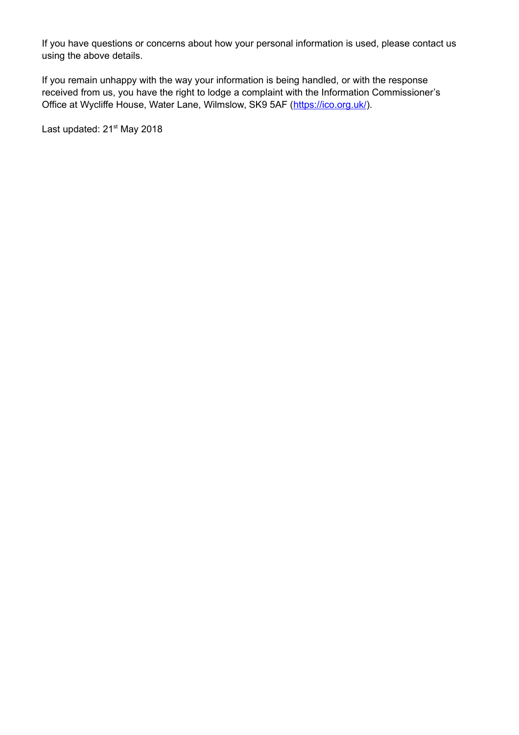If you have questions or concerns about how your personal information is used, please contact us using the above details.

If you remain unhappy with the way your information is being handled, or with the response received from us, you have the right to lodge a complaint with the Information Commissioner's Office at Wycliffe House, Water Lane, Wilmslow, SK9 5AF (https://ico.org.uk/).

Last updated: 21st May 2018